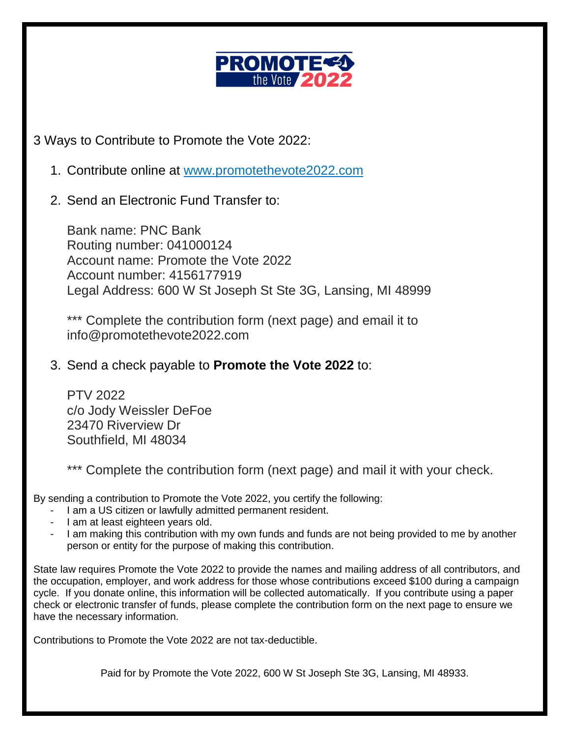PROMOTE the Vote 2022

3 Ways to Contribute to Promote the Vote 2022:

1. Contribute online at [www.promotethevote2022.com](http://www.promotethevote2022.com)

2. Send an Electronic Fund Transfer to:

   Bank name: PNC Bank
   Routing number: 041000124
   Account name: Promote the Vote 2022
   Account number: 4156177919
   Legal Address: 600 W St Joseph St Ste 3G, Lansing, MI 48999

   *** Complete the contribution form (next page) and email it to info@promotethevote2022.com

3. Send a check payable to **Promote the Vote 2022** to:

   PTV 2022
   c/o Jody Weissler DeFoe
   23470 Riverview Dr
   Southfield, MI 48034

   *** Complete the contribution form (next page) and mail it with your check.

By sending a contribution to Promote the Vote 2022, you certify the following:

- I am a US citizen or lawfully admitted permanent resident.
- I am at least eighteen years old.
- I am making this contribution with my own funds and funds are not being provided to me by another person or entity for the purpose of making this contribution.

State law requires Promote the Vote 2022 to provide the names and mailing address of all contributors, and the occupation, employer, and work address for those whose contributions exceed $100 during a campaign cycle. If you donate online, this information will be collected automatically. If you contribute using a paper check or electronic transfer of funds, please complete the contribution form on the next page to ensure we have the necessary information.

Contributions to Promote the Vote 2022 are not tax-deductible.

Paid for by Promote the Vote 2022, 600 W St Joseph Ste 3G, Lansing, MI 48933.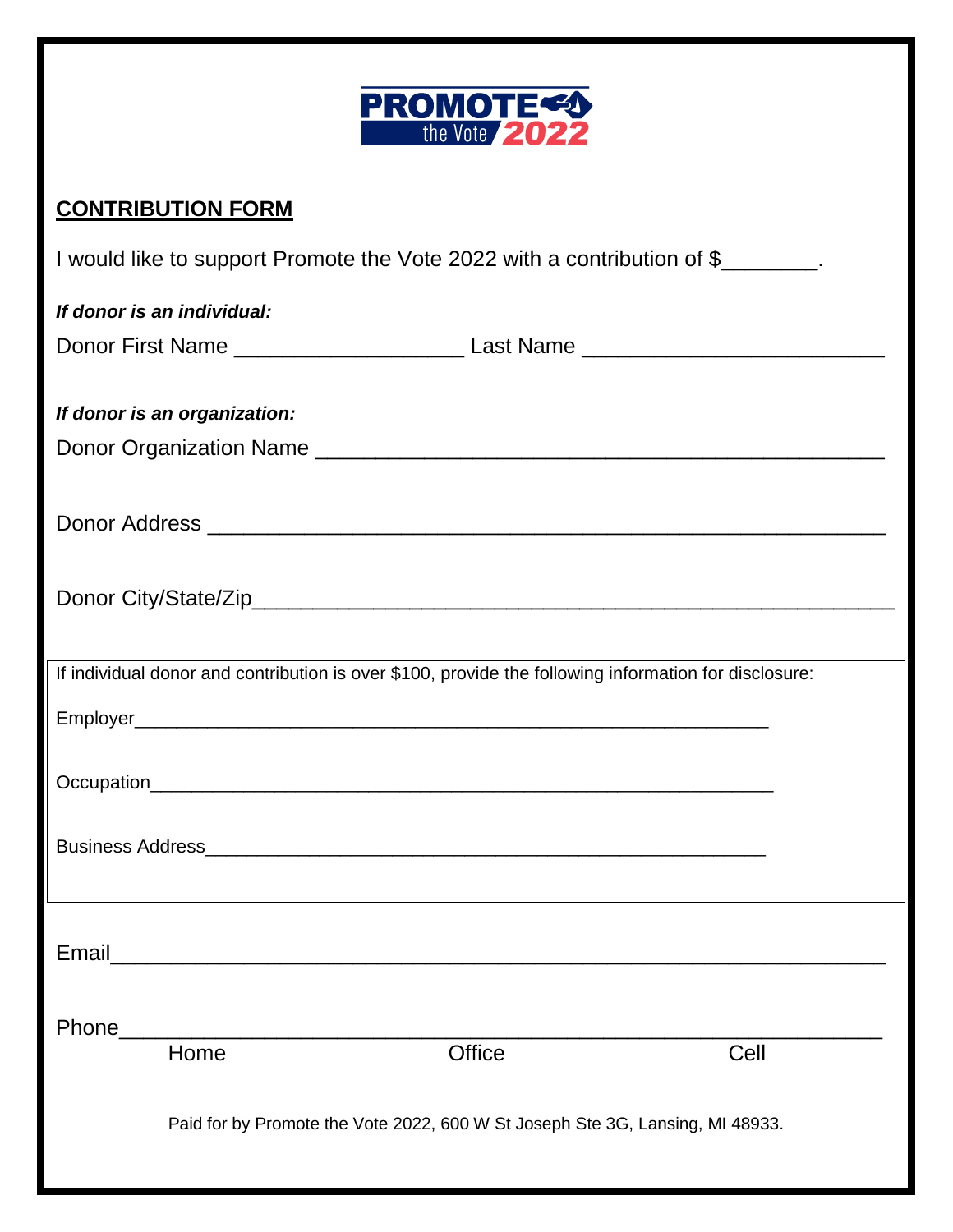PROMOTE the Vote 2022

## CONTRIBUTION FORM

I would like to support Promote the Vote 2022 with a contribution of $________.

***If donor is an individual:***

Donor First Name ___________________ Last Name _________________________

***If donor is an organization:***

Donor Organization Name _______________________________________________

Donor Address ________________________________________________________

Donor City/State/Zip____________________________________________________

If individual donor and contribution is over $100, provide the following information for disclosure:

Employer____________________________________________________________

Occupation___________________________________________________________

Business Address______________________________________________________

Email_______________________________________________________________

Phone_______________________________________________________________
Home Office Cell

Paid for by Promote the Vote 2022, 600 W St Joseph Ste 3G, Lansing, MI 48933.